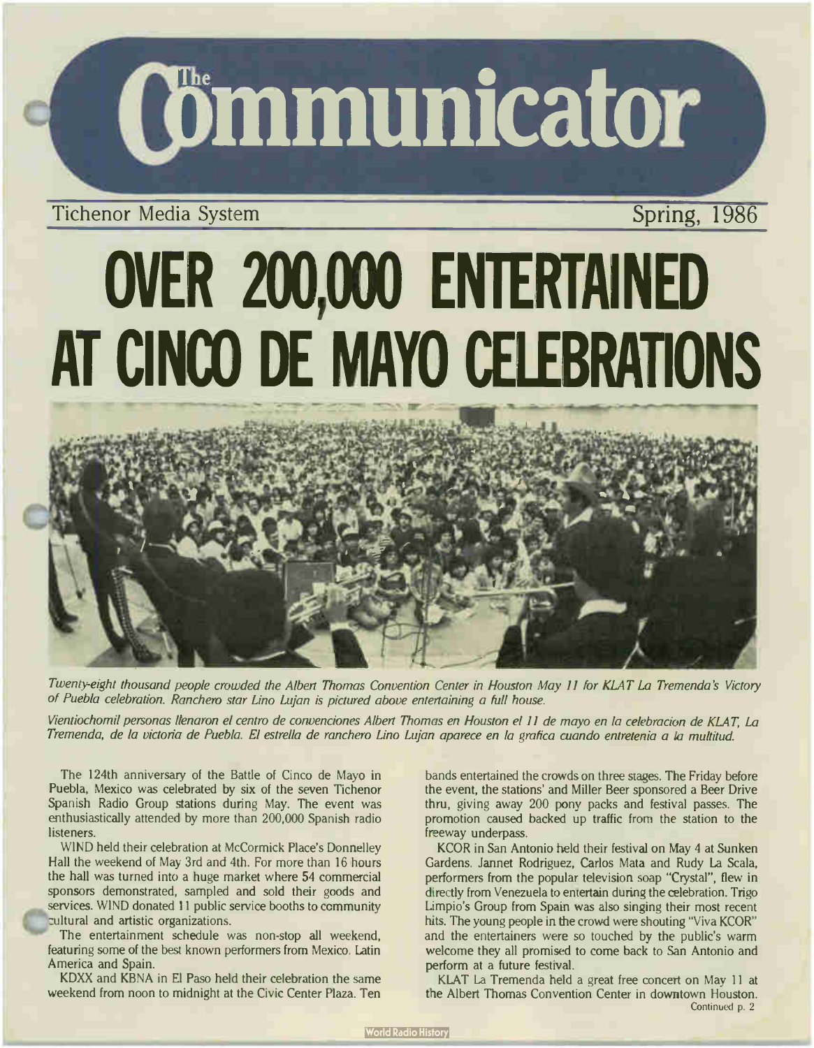# The Communicator

Tichenor Media System — Spring, 1986

# OVER 200,000 ENTERTAINED AT CINCO DE MAYO CELEBRATIONS

*Twenty-eight thousand people crowded the Albert Thomas Convention Center in Houston May 11 for KLAT La Tremenda's Victory of Puebla celebration. Ranchero star Lino Lujan is pictured above entertaining a full house.*

*Vientiochomil personas llenaron el centro de convenciones Albert Thomas en Houston el 11 de mayo en la celebracion de KLAT, La Tremenda, de la victoria de Puebla. El estrella de ranchero Lino Lujan aparece en la grafica cuando entretenia a la multitud.*

The 124th anniversary of the Battle of Cinco de Mayo in Puebla, Mexico was celebrated by six of the seven Tichenor Spanish Radio Group stations during May. The event was enthusiastically attended by more than 200,000 Spanish radio listeners.

WIND held their celebration at McCormick Place's Donnelley Hall the weekend of May 3rd and 4th. For more than 16 hours the hall was turned into a huge market where 54 commercial sponsors demonstrated, sampled and sold their goods and services. WIND donated 11 public service booths to community cultural and artistic organizations.

The entertainment schedule was non-stop all weekend, featuring some of the best known performers from Mexico, Latin America and Spain.

KDXX and KBNA in El Paso held their celebration the same weekend from noon to midnight at the Civic Center Plaza. Ten bands entertained the crowds on three stages. The Friday before the event, the stations' and Miller Beer sponsored a Beer Drive thru, giving away 200 pony packs and festival passes. The promotion caused backed up traffic from the station to the freeway underpass.

KCOR in San Antonio held their festival on May 4 at Sunken Gardens. Jannet Rodriguez, Carlos Mata and Rudy La Scala, performers from the popular television soap "Crystal", flew in directly from Venezuela to entertain during the celebration. Trigo Limpio's Group from Spain was also singing their most recent hits. The young people in the crowd were shouting "Viva KCOR" and the entertainers were so touched by the public's warm welcome they all promised to come back to San Antonio and perform at a future festival.

KLAT La Tremenda held a great free concert on May 11 at the Albert Thomas Convention Center in downtown Houston.

Continued p. 2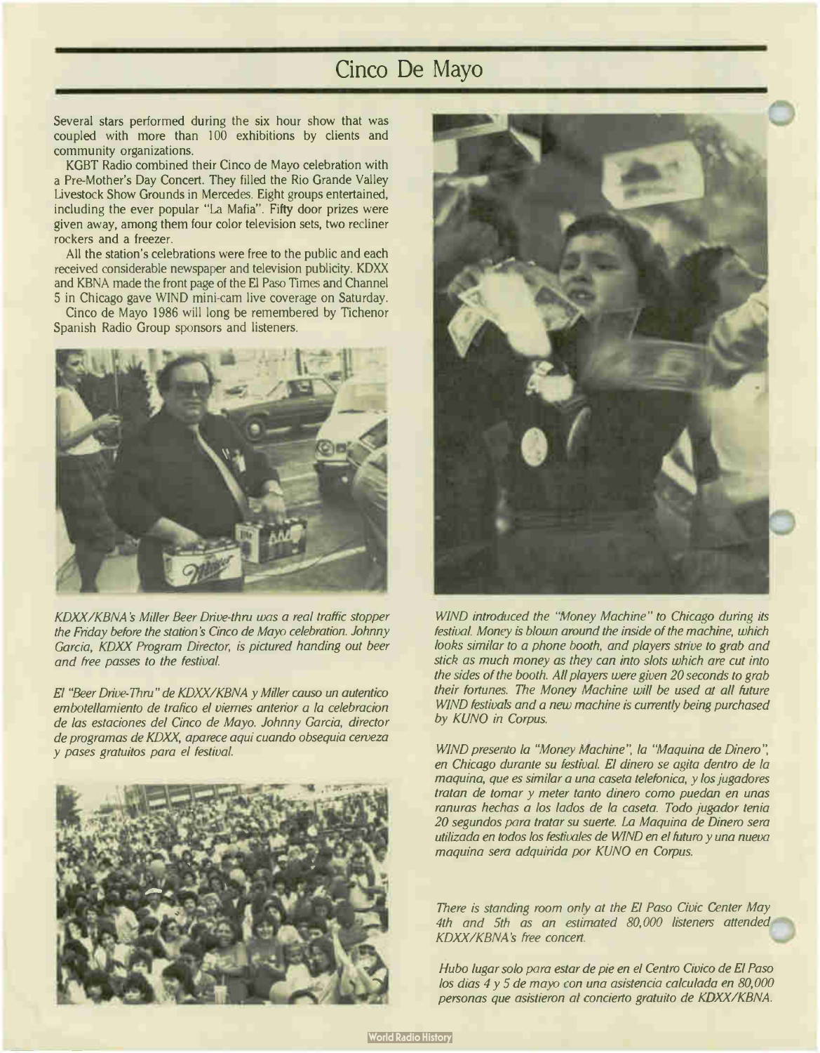# Cinco De Mayo

Several stars performed during the six hour show that was coupled with more than 100 exhibitions by clients and community organizations.

KGBT Radio combined their Cinco de Mayo celebration with a Pre-Mother's Day Concert. They filled the Rio Grande Valley Livestock Show Grounds in Mercedes. Eight groups entertained, including the ever popular "La Mafia". Fifty door prizes were given away, among them four color television sets, two recliner rockers and a freezer.

All the station's celebrations were free to the public and each received considerable newspaper and television publicity. KDXX and KBNA made the front page of the El Paso Times and Channel 5 in Chicago gave WIND mini-cam live coverage on Saturday.

Cinco de Mayo 1986 will long be remembered by Tichenor Spanish Radio Group sponsors and listeners.

*KDXX/KBNA's Miller Beer Drive-thru was a real traffic stopper the Friday before the station's Cinco de Mayo celebration. Johnny Garcia, KDXX Program Director, is pictured handing out beer and free passes to the festival.*

*El "Beer Drive-Thru" de KDXX/KBNA y Miller causo un autentico embotellamiento de trafico el viernes anterior a la celebracion de las estaciones del Cinco de Mayo. Johnny Garcia, director de programas de KDXX, aparece aqui cuando obsequia cerveza y pases gratuitos para el festival.*

*WIND introduced the "Money Machine" to Chicago during its festival. Money is blown around the inside of the machine, which looks similar to a phone booth, and players strive to grab and stick as much money as they can into slots which are cut into the sides of the booth. All players were given 20 seconds to grab their fortunes. The Money Machine will be used at all future WIND festivals and a new machine is currently being purchased by KUNO in Corpus.*

*WIND presento la "Money Machine", la "Maquina de Dinero", en Chicago durante su festival. El dinero se agita dentro de la maquina, que es similar a una caseta telefonica, y los jugadores tratan de tomar y meter tanto dinero como puedan en unas ranuras hechas a los lados de la caseta. Todo jugador tenia 20 segundos para tratar su suerte. La Maquina de Dinero sera utilizada en todos los festivales de WIND en el futuro y una nueva maquina sera adquirida por KUNO en Corpus.*

*There is standing room only at the El Paso Civic Center May 4th and 5th as an estimated 80,000 listeners attended KDXX/KBNA's free concert.*

*Hubo lugar solo para estar de pie en el Centro Civico de El Paso los dias 4 y 5 de mayo con una asistencia calculada en 80,000 personas que asistieron al concierto gratuito de KDXX/KBNA.*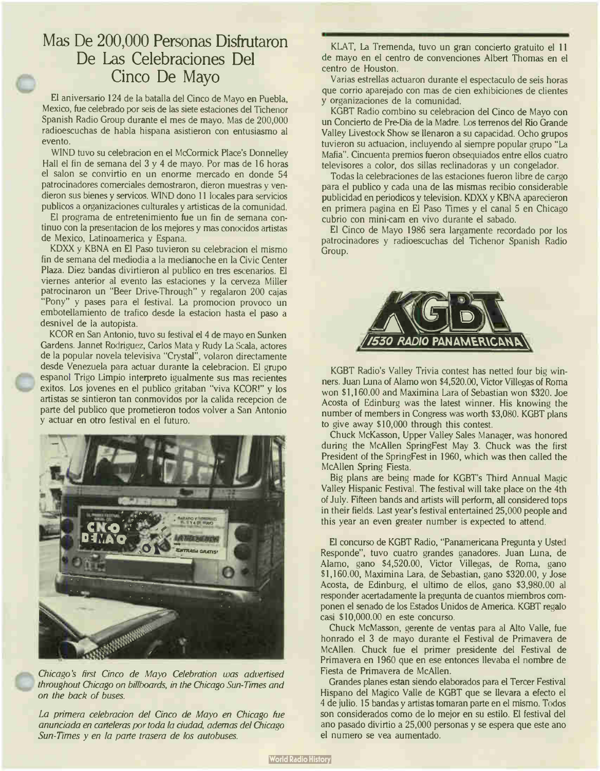# Mas De 200,000 Personas Disfrutaron De Las Celebraciones Del Cinco De Mayo

El aniversario 124 de la batalla del Cinco de Mayo en Puebla, Mexico, fue celebrado por seis de las siete estaciones del Tichenor Spanish Radio Group durante el mes de mayo. Mas de 200,000 radioescuchas de habla hispana asistieron con entusiasmo al evento.

WIND tuvo su celebracion en el McCormick Place's Donnelley Hall el fin de semana del 3 y 4 de mayo. Por mas de 16 horas el salon se convirtio en un enorme mercado en donde 54 patrocinadores comerciales demostraron, dieron muestras y vendieron sus bienes y servicos. WIND dono 11 locales para servicios publicos a organizaciones culturales y artisticas de la comunidad.

El programa de entretenimiento fue un fin de semana continuo con la presentacion de los mejores y mas conocidos artistas de Mexico, Latinoamerica y Espana.

KDXX y KBNA en El Paso tuvieron su celebracion el mismo fin de semana del mediodia a la medianoche en la Civic Center Plaza. Diez bandas divirtieron al publico en tres escenarios. El viernes anterior al evento las estaciones y la cerveza Miller patrocinaron un "Beer Drive-Through" y regalaron 200 cajas "Pony" y pases para el festival. La promocion provoco un embotellamiento de trafico desde la estacion hasta el paso a desnivel de la autopista.

KCOR en San Antonio, tuvo su festival el 4 de mayo en Sunken Gardens. Jannet Rodriguez, Carlos Mata y Rudy La Scala, actores de la popular novela televisiva "Crystal", volaron directamente desde Venezuela para actuar durante la celebracion. El grupo espanol Trigo Limpio interpreto igualmente sus mas recientes exitos. Los jovenes en el publico gritaban "viva KCOR!" y los artistas se sintieron tan conmovidos por la calida recepcion de parte del publico que prometieron todos volver a San Antonio y actuar en otro festival en el futuro.

*Chicago's first Cinco de Mayo Celebration was advertised throughout Chicago on billboards, in the Chicago Sun-Times and on the back of buses.*

*La primera celebracion del Cinco de Mayo en Chicago fue anunciada en carteleras por toda la ciudad, ademas del Chicago Sun-Times y en la parte trasera de los autobuses.*

KLAT, La Tremenda, tuvo un gran concierto gratuito el 11 de mayo en el centro de convenciones Albert Thomas en el centro de Houston.

Varias estrellas actuaron durante el espectaculo de seis horas que corrio aparejado con mas de cien exhibiciones de clientes y organizaciones de la comunidad.

KGBT Radio combino su celebracion del Cinco de Mayo con un Concierto de Pre-Dia de la Madre. Los terrenos del Rio Grande Valley Livestock Show se llenaron a su capacidad. Ocho grupos tuvieron su actuacion, incluyendo al siempre popular grupo "La Mafia". Cincuenta premios fueron obsequiados entre ellos cuatro televisores a color, dos sillas reclinadoras y un congelador.

Todas la celebraciones de las estaciones fueron libre de cargo para el publico y cada una de las mismas recibio considerable publicidad en periodicos y television. KDXX y KBNA aparecieron en primera pagina en El Paso Times y el canal 5 en Chicago cubrio con mini-cam en vivo durante el sabado.

El Cinco de Mayo 1986 sera largamente recordado por los patrocinadores y radioescuchas del Tichenor Spanish Radio Group.

KGBT 1530 RADIO PANAMERICANA

KGBT Radio's Valley Trivia contest has netted four big winners. Juan Luna of Alamo won $4,520.00, Victor Villegas of Roma won $1,160.00 and Maximina Lara of Sebastian won $320. Joe Acosta of Edinburg was the latest winner. His knowing the number of members in Congress was worth $3,080. KGBT plans to give away $10,000 through this contest.

Chuck McKasson, Upper Valley Sales Manager, was honored during the McAllen SpringFest May 3. Chuck was the first President of the SpringFest in 1960, which was then called the McAllen Spring Fiesta.

Big plans are being made for KGBT's Third Annual Magic Valley Hispanic Festival. The festival will take place on the 4th of July. Fifteen bands and artists will perform, all considered tops in their fields. Last year's festival entertained 25,000 people and this year an even greater number is expected to attend.

El concurso de KGBT Radio, "Panamericana Pregunta y Usted Responde", tuvo cuatro grandes ganadores. Juan Luna, de Alamo, gano $4,520.00, Victor Villegas, de Roma, gano $1,160.00, Maximina Lara, de Sebastian, gano $320.00, y Jose Acosta, de Edinburg, el ultimo de ellos, gano $3,980.00 al responder acertadamente la pregunta de cuantos miembros componen el senado de los Estados Unidos de America. KGBT regalo casi $10,000.00 en este concurso.

Chuck McMasson, gerente de ventas para al Alto Valle, fue honrado el 3 de mayo durante el Festival de Primavera de McAllen. Chuck fue el primer presidente del Festival de Primavera en 1960 que en ese entonces llevaba el nombre de Fiesta de Primavera de McAllen.

Grandes planes estan siendo elaborados para el Tercer Festival Hispano del Magico Valle de KGBT que se llevara a efecto el 4 de julio. 15 bandas y artistas tomaran parte en el mismo. Todos son considerados como de lo mejor en su estilo. El festival del ano pasado divirtio a 25,000 personas y se espera que este ano el numero se vea aumentado.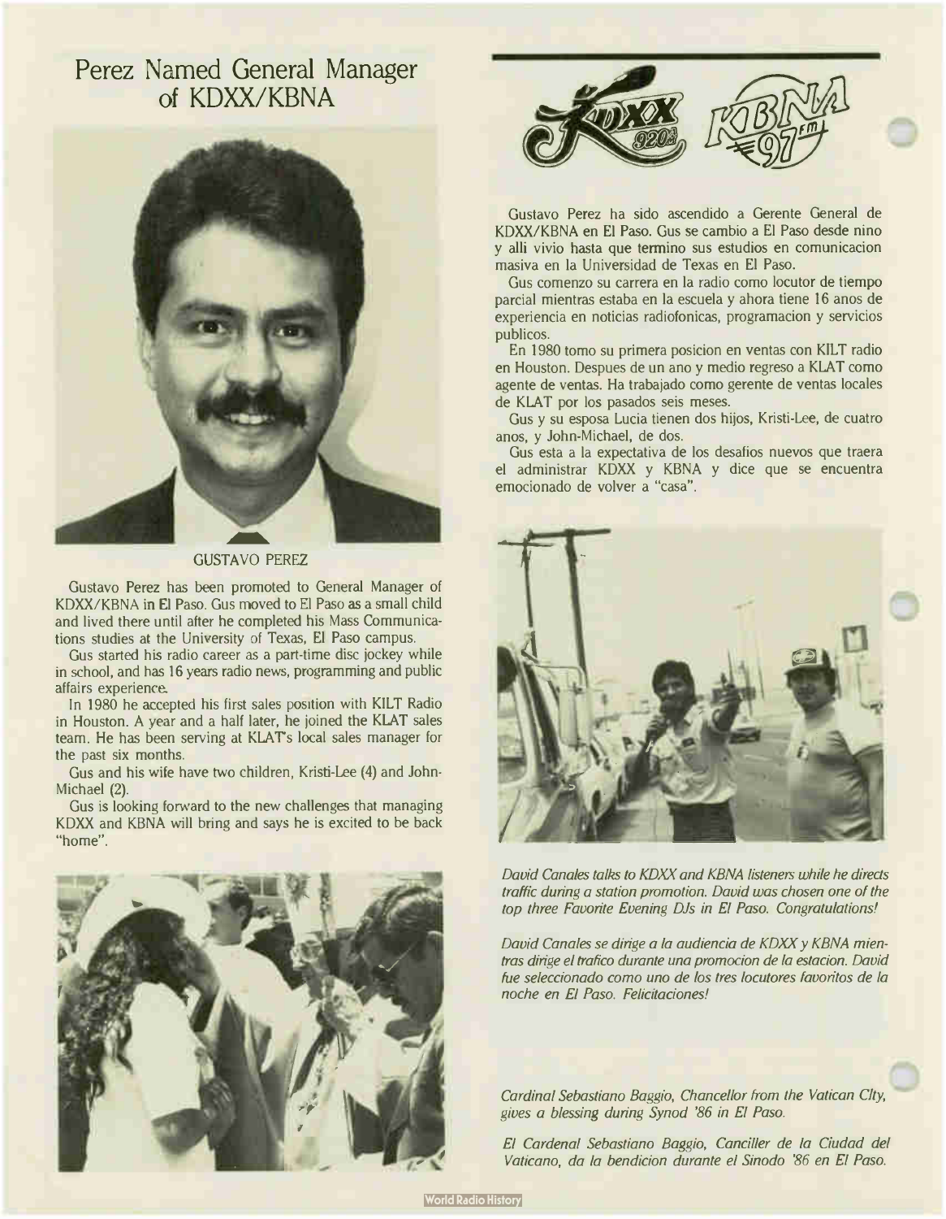# Perez Named General Manager of KDXX/KBNA

GUSTAVO PEREZ

Gustavo Perez has been promoted to General Manager of KDXX/KBNA in El Paso. Gus moved to El Paso as a small child and lived there until after he completed his Mass Communications studies at the University of Texas, El Paso campus.

Gus started his radio career as a part-time disc jockey while in school, and has 16 years radio news, programming and public affairs experience.

In 1980 he accepted his first sales position with KILT Radio in Houston. A year and a half later, he joined the KLAT sales team. He has been serving at KLAT's local sales manager for the past six months.

Gus and his wife have two children, Kristi-Lee (4) and John-Michael (2).

Gus is looking forward to the new challenges that managing KDXX and KBNA will bring and says he is excited to be back "home".

Gustavo Perez ha sido ascendido a Gerente General de KDXX/KBNA en El Paso. Gus se cambio a El Paso desde nino y alli vivio hasta que termino sus estudios en comunicacion masiva en la Universidad de Texas en El Paso.

Gus comenzo su carrera en la radio como locutor de tiempo parcial mientras estaba en la escuela y ahora tiene 16 anos de experiencia en noticias radiofonicas, programacion y servicios publicos.

En 1980 tomo su primera posicion en ventas con KILT radio en Houston. Despues de un ano y medio regreso a KLAT como agente de ventas. Ha trabajado como gerente de ventas locales de KLAT por los pasados seis meses.

Gus y su esposa Lucia tienen dos hijos, Kristi-Lee, de cuatro anos, y John-Michael, de dos.

Gus esta a la expectativa de los desafios nuevos que traera el administrar KDXX y KBNA y dice que se encuentra emocionado de volver a "casa".

*David Canales talks to KDXX and KBNA listeners while he directs traffic during a station promotion. David was chosen one of the top three Favorite Evening DJs in El Paso. Congratulations!*

*David Canales se dirige a la audiencia de KDXX y KBNA mientras dirige el trafico durante una promocion de la estacion. David fue seleccionado como uno de los tres locutores favoritos de la noche en El Paso. Felicitaciones!*

*Cardinal Sebastiano Baggio, Chancellor from the Vatican City, gives a blessing during Synod '86 in El Paso.*

*El Cardenal Sebastiano Baggio, Canciller de la Ciudad del Vaticano, da la bendicion durante el Sinodo '86 en El Paso.*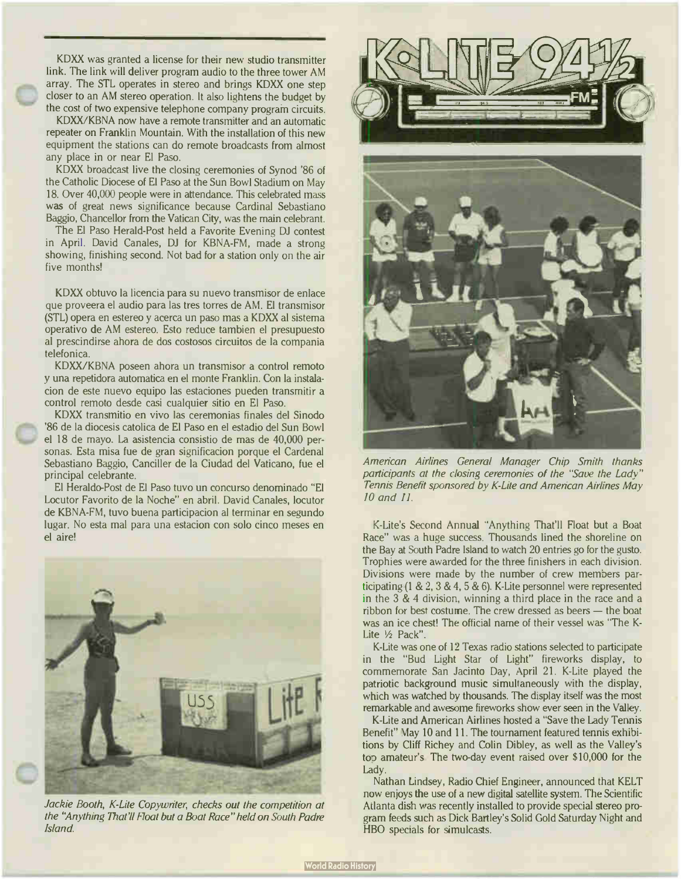KDXX was granted a license for their new studio transmitter link. The link will deliver program audio to the three tower AM array. The STL operates in stereo and brings KDXX one step closer to an AM stereo operation. It also lightens the budget by the cost of two expensive telephone company program circuits.

KDXX/KBNA now have a remote transmitter and an automatic repeater on Franklin Mountain. With the installation of this new equipment the stations can do remote broadcasts from almost any place in or near El Paso.

KDXX broadcast live the closing ceremonies of Synod '86 of the Catholic Diocese of El Paso at the Sun Bowl Stadium on May 18. Over 40,000 people were in attendance. This celebrated mass was of great news significance because Cardinal Sebastiano Baggio, Chancellor from the Vatican City, was the main celebrant.

The El Paso Herald-Post held a Favorite Evening DJ contest in April. David Canales, DJ for KBNA-FM, made a strong showing, finishing second. Not bad for a station only on the air five months!

KDXX obtuvo la licencia para su nuevo transmisor de enlace que proveera el audio para las tres torres de AM. El transmisor (STL) opera en estereo y acerca un paso mas a KDXX al sistema operativo de AM estereo. Esto reduce tambien el presupuesto al prescindirse ahora de dos costosos circuitos de la compania telefonica.

KDXX/KBNA poseen ahora un transmisor a control remoto y una repetidora automatica en el monte Franklin. Con la instalacion de este nuevo equipo las estaciones pueden transmitir a control remoto desde casi cualquier sitio en El Paso.

KDXX transmitio en vivo las ceremonias finales del Sinodo '86 de la diocesis catolica de El Paso en el estadio del Sun Bowl el 18 de mayo. La asistencia consistio de mas de 40,000 personas. Esta misa fue de gran significacion porque el Cardenal Sebastiano Baggio, Canciller de la Ciudad del Vaticano, fue el principal celebrante.

El Heraldo-Post de El Paso tuvo un concurso denominado "El Locutor Favorito de la Noche" en abril. David Canales, locutor de KBNA-FM, tuvo buena participacion al terminar en segundo lugar. No esta mal para una estacion con solo cinco meses en el aire!

*Jackie Booth, K-Lite Copywriter, checks out the competition at the "Anything That'll Float but a Boat Race" held on South Padre Island.*

# K-LITE 94½ FM

*American Airlines General Manager Chip Smith thanks participants at the closing ceremonies of the "Save the Lady" Tennis Benefit sponsored by K-Lite and American Airlines May 10 and 11.*

K-Lite's Second Annual "Anything That'll Float but a Boat Race" was a huge success. Thousands lined the shoreline on the Bay at South Padre Island to watch 20 entries go for the gusto. Trophies were awarded for the three finishers in each division. Divisions were made by the number of crew members participating (1 & 2, 3 & 4, 5 & 6). K-Lite personnel were represented in the 3 & 4 division, winning a third place in the race and a ribbon for best costume. The crew dressed as beers — the boat was an ice chest! The official name of their vessel was "The K-Lite ½ Pack".

K-Lite was one of 12 Texas radio stations selected to participate in the "Bud Light Star of Light" fireworks display, to commemorate San Jacinto Day, April 21. K-Lite played the patriotic background music simultaneously with the display, which was watched by thousands. The display itself was the most remarkable and awesome fireworks show ever seen in the Valley.

K-Lite and American Airlines hosted a "Save the Lady Tennis Benefit" May 10 and 11. The tournament featured tennis exhibitions by Cliff Richey and Colin Dibley, as well as the Valley's top amateur's. The two-day event raised over $10,000 for the Lady.

Nathan Lindsey, Radio Chief Engineer, announced that KELT now enjoys the use of a new digital satellite system. The Scientific Atlanta dish was recently installed to provide special stereo program feeds such as Dick Bartley's Solid Gold Saturday Night and HBO specials for simulcasts.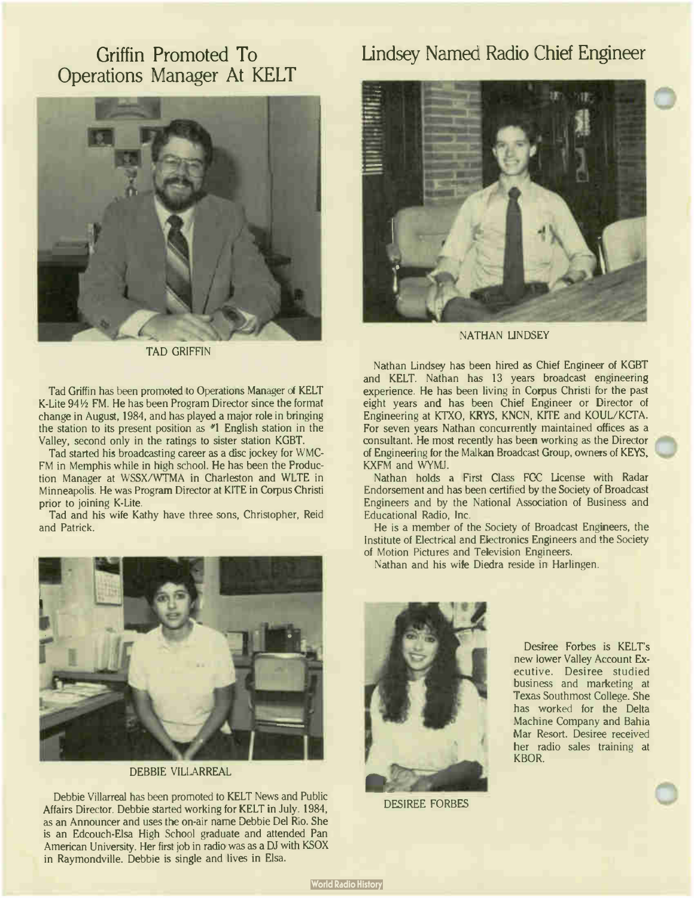## Griffin Promoted To Operations Manager At KELT

TAD GRIFFIN

Tad Griffin has been promoted to Operations Manager of KELT K-Lite 94½ FM. He has been Program Director since the format change in August, 1984, and has played a major role in bringing the station to its present position as #1 English station in the Valley, second only in the ratings to sister station KGBT.

Tad started his broadcasting career as a disc jockey for WMC-FM in Memphis while in high school. He has been the Production Manager at WSSX/WTMA in Charleston and WLTE in Minneapolis. He was Program Director at KITE in Corpus Christi prior to joining K-Lite.

Tad and his wife Kathy have three sons, Christopher, Reid and Patrick.

DEBBIE VILLARREAL

Debbie Villarreal has been promoted to KELT News and Public Affairs Director. Debbie started working for KELT in July, 1984, as an Announcer and uses the on-air name Debbie Del Rio. She is an Edcouch-Elsa High School graduate and attended Pan American University. Her first job in radio was as a DJ with KSOX in Raymondville. Debbie is single and lives in Elsa.

## Lindsey Named Radio Chief Engineer

NATHAN LINDSEY

Nathan Lindsey has been hired as Chief Engineer of KGBT and KELT. Nathan has 13 years broadcast engineering experience. He has been living in Corpus Christi for the past eight years and has been Chief Engineer or Director of Engineering at KTXO, KRYS, KNCN, KITE and KOUL/KCTA. For seven years Nathan concurrently maintained offices as a consultant. He most recently has been working as the Director of Engineering for the Malkan Broadcast Group, owners of KEYS, KXFM and WYMJ.

Nathan holds a First Class FCC License with Radar Endorsement and has been certified by the Society of Broadcast Engineers and by the National Association of Business and Educational Radio, Inc.

He is a member of the Society of Broadcast Engineers, the Institute of Electrical and Electronics Engineers and the Society of Motion Pictures and Television Engineers.

Nathan and his wife Diedra reside in Harlingen.

Desiree Forbes is KELT's new lower Valley Account Executive. Desiree studied business and marketing at Texas Southmost College. She has worked for the Delta Machine Company and Bahia Mar Resort. Desiree received her radio sales training at KBOR.

DESIREE FORBES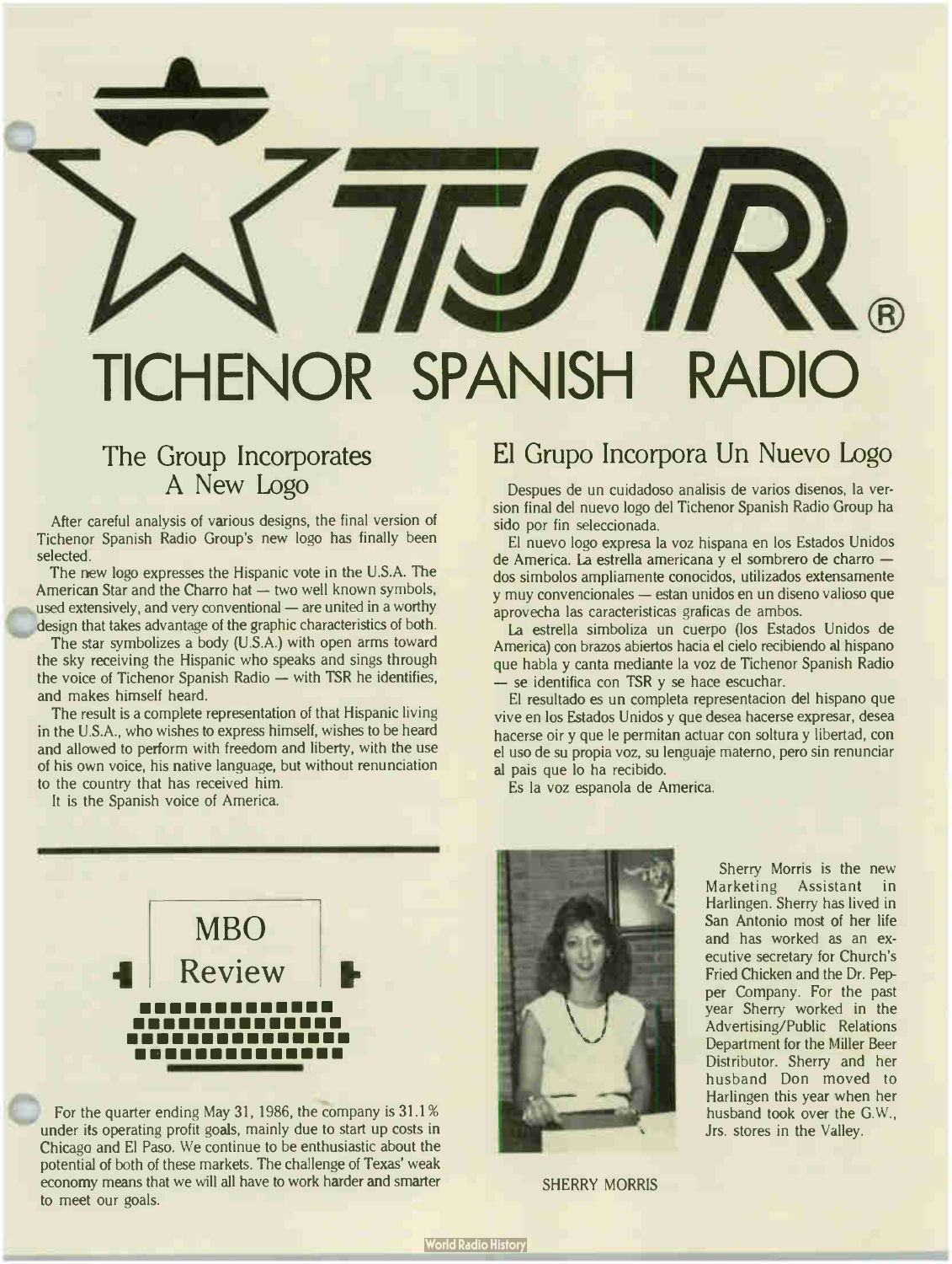# TICHENOR SPANISH RADIO

## The Group Incorporates A New Logo

After careful analysis of various designs, the final version of Tichenor Spanish Radio Group's new logo has finally been selected.

The new logo expresses the Hispanic vote in the U.S.A. The American Star and the Charro hat — two well known symbols, used extensively, and very conventional — are united in a worthy design that takes advantage of the graphic characteristics of both.

The star symbolizes a body (U.S.A.) with open arms toward the sky receiving the Hispanic who speaks and sings through the voice of Tichenor Spanish Radio — with TSR he identifies, and makes himself heard.

The result is a complete representation of that Hispanic living in the U.S.A., who wishes to express himself, wishes to be heard and allowed to perform with freedom and liberty, with the use of his own voice, his native language, but without renunciation to the country that has received him.

It is the Spanish voice of America.

## El Grupo Incorpora Un Nuevo Logo

Despues de un cuidadoso analisis de varios disenos, la version final del nuevo logo del Tichenor Spanish Radio Group ha sido por fin seleccionada.

El nuevo logo expresa la voz hispana en los Estados Unidos de America. La estrella americana y el sombrero de charro — dos simbolos ampliamente conocidos, utilizados extensamente y muy convencionales — estan unidos en un diseno valioso que aprovecha las caracteristicas graficas de ambos.

La estrella simboliza un cuerpo (los Estados Unidos de America) con brazos abiertos hacia el cielo recibiendo al hispano que habla y canta mediante la voz de Tichenor Spanish Radio — se identifica con TSR y se hace escuchar.

El resultado es un completa representacion del hispano que vive en los Estados Unidos y que desea hacerse expresar, desea hacerse oir y que le permitan actuar con soltura y libertad, con el uso de su propia voz, su lenguaje materno, pero sin renunciar al pais que lo ha recibido.

Es la voz espanola de America.

## MBO Review

For the quarter ending May 31, 1986, the company is 31.1% under its operating profit goals, mainly due to start up costs in Chicago and El Paso. We continue to be enthusiastic about the potential of both of these markets. The challenge of Texas' weak economy means that we will all have to work harder and smarter to meet our goals.

SHERRY MORRIS

Sherry Morris is the new Marketing Assistant in Harlingen. Sherry has lived in San Antonio most of her life and has worked as an executive secretary for Church's Fried Chicken and the Dr. Pepper Company. For the past year Sherry worked in the Advertising/Public Relations Department for the Miller Beer Distributor. Sherry and her husband Don moved to Harlingen this year when her husband took over the G.W., Jrs. stores in the Valley.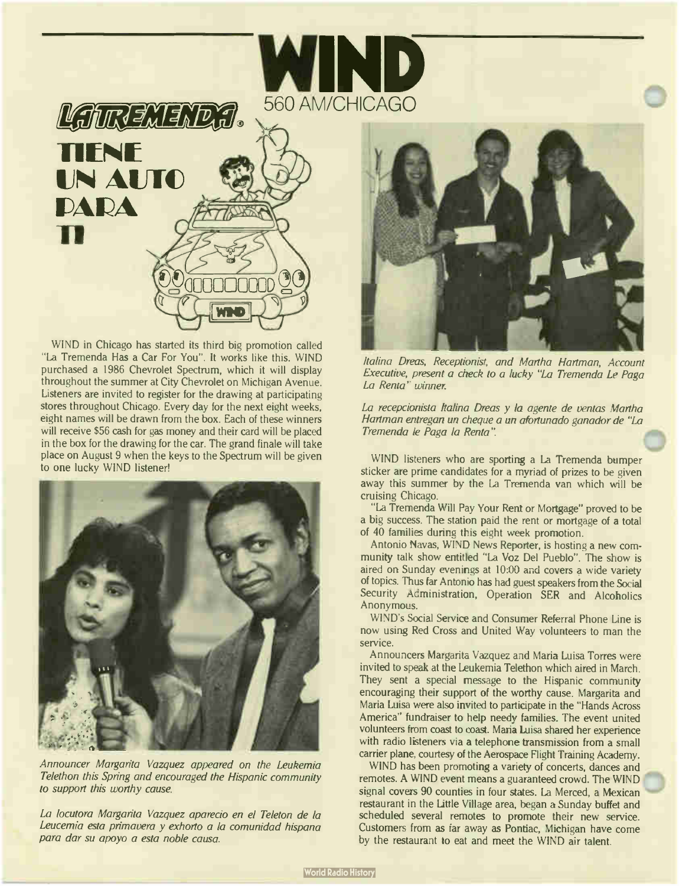# WIND

560 AM/CHICAGO

## LA TREMENDA® TIENE UN AUTO PARA TI

WIND in Chicago has started its third big promotion called "La Tremenda Has a Car For You". It works like this. WIND purchased a 1986 Chevrolet Spectrum, which it will display throughout the summer at City Chevrolet on Michigan Avenue. Listeners are invited to register for the drawing at participating stores throughout Chicago. Every day for the next eight weeks, eight names will be drawn from the box. Each of these winners will receive $56 cash for gas money and their card will be placed in the box for the drawing for the car. The grand finale will take place on August 9 when the keys to the Spectrum will be given to one lucky WIND listener!

*Announcer Margarita Vazquez appeared on the Leukemia Telethon this Spring and encouraged the Hispanic community to support this worthy cause.*

*La locutora Margarita Vazquez aparecio en el Teleton de la Leucemia esta primavera y exhorto a la comunidad hispana para dar su apoyo a esta noble causa.*

*Italina Dreas, Receptionist, and Martha Hartman, Account Executive, present a check to a lucky "La Tremenda Le Paga La Renta" winner.*

*La recepcionista Italina Dreas y la agente de ventas Martha Hartman entregan un cheque a un afortunado ganador de "La Tremenda le Paga la Renta".*

WIND listeners who are sporting a La Tremenda bumper sticker are prime candidates for a myriad of prizes to be given away this summer by the La Tremenda van which will be cruising Chicago.

"La Tremenda Will Pay Your Rent or Mortgage" proved to be a big success. The station paid the rent or mortgage of a total of 40 families during this eight week promotion.

Antonio Navas, WIND News Reporter, is hosting a new community talk show entitled "La Voz Del Pueblo". The show is aired on Sunday evenings at 10:00 and covers a wide variety of topics. Thus far Antonio has had guest speakers from the Social Security Administration, Operation SER and Alcoholics Anonymous.

WIND's Social Service and Consumer Referral Phone Line is now using Red Cross and United Way volunteers to man the service.

Announcers Margarita Vazquez and Maria Luisa Torres were invited to speak at the Leukemia Telethon which aired in March. They sent a special message to the Hispanic community encouraging their support of the worthy cause. Margarita and Maria Luisa were also invited to participate in the "Hands Across America" fundraiser to help needy families. The event united volunteers from coast to coast. Maria Luisa shared her experience with radio listeners via a telephone transmission from a small carrier plane, courtesy of the Aerospace Flight Training Academy.

WIND has been promoting a variety of concerts, dances and remotes. A WIND event means a guaranteed crowd. The WIND signal covers 90 counties in four states. La Merced, a Mexican restaurant in the Little Village area, began a Sunday buffet and scheduled several remotes to promote their new service. Customers from as far away as Pontiac, Michigan have come by the restaurant to eat and meet the WIND air talent.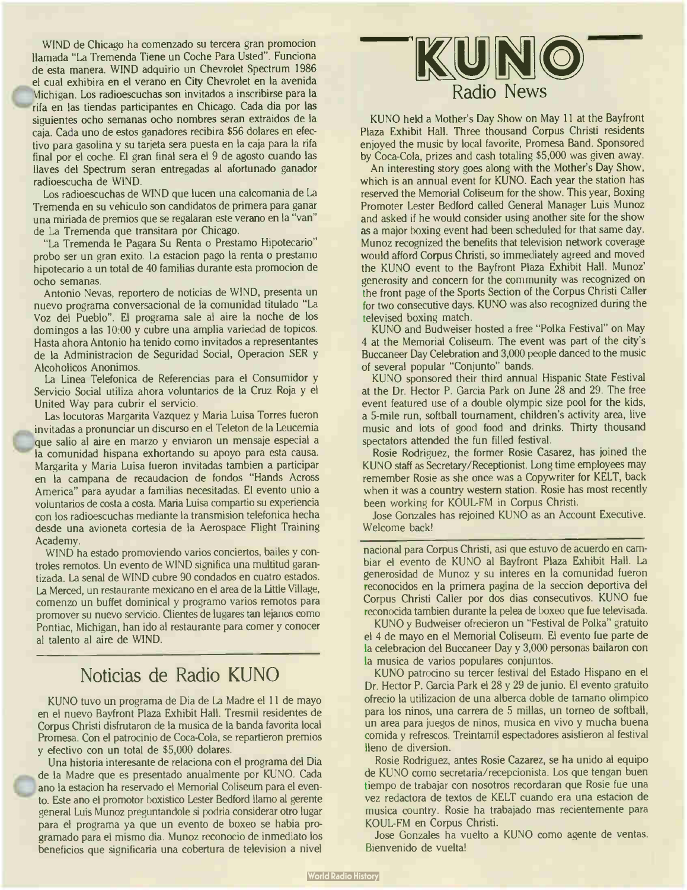WIND de Chicago ha comenzado su tercera gran promocion llamada "La Tremenda Tiene un Coche Para Usted". Funciona de esta manera. WIND adquirio un Chevrolet Spectrum 1986 el cual exhibira en el verano en City Chevrolet en la avenida Michigan. Los radioescuchas son invitados a inscribirse para la rifa en las tiendas participantes en Chicago. Cada dia por las siguientes ocho semanas ocho nombres seran extraidos de la caja. Cada uno de estos ganadores recibira $56 dolares en efectivo para gasolina y su tarjeta sera puesta en la caja para la rifa final por el coche. El gran final sera el 9 de agosto cuando las llaves del Spectrum seran entregadas al afortunado ganador radioescucha de WIND.

Los radioescuchas de WIND que lucen una calcomania de La Tremenda en su vehiculo son candidatos de primera para ganar una miriada de premios que se regalaran este verano en la "van" de La Tremenda que transitara por Chicago.

"La Tremenda le Pagara Su Renta o Prestamo Hipotecario" probo ser un gran exito. La estacion pago la renta o prestamo hipotecario a un total de 40 familias durante esta promocion de ocho semanas.

Antonio Nevas, reportero de noticias de WIND, presenta un nuevo programa conversacional de la comunidad titulado "La Voz del Pueblo". El programa sale al aire la noche de los domingos a las 10:00 y cubre una amplia variedad de topicos. Hasta ahora Antonio ha tenido como invitados a representantes de la Administracion de Seguridad Social, Operacion SER y Alcoholicos Anonimos.

La Linea Telefonica de Referencias para el Consumidor y Servicio Social utiliza ahora voluntarios de la Cruz Roja y el United Way para cubrir el servicio.

Las locutoras Margarita Vazquez y Maria Luisa Torres fueron invitadas a pronunciar un discurso en el Teleton de la Leucemia que salio al aire en marzo y enviaron un mensaje especial a la comunidad hispana exhortando su apoyo para esta causa. Margarita y Maria Luisa fueron invitadas tambien a participar en la campana de recaudacion de fondos "Hands Across America" para ayudar a familias necesitadas. El evento unio a voluntarios de costa a costa. Maria Luisa compartio su experiencia con los radioescuchas mediante la transmision telefonica hecha desde una avioneta cortesia de la Aerospace Flight Training Academy.

WIND ha estado promoviendo varios conciertos, bailes y controles remotos. Un evento de WIND significa una multitud garantizada. La senal de WIND cubre 90 condados en cuatro estados. La Merced, un restaurante mexicano en el area de la Little Village, comenzo un buffet dominical y programo varios remotos para promover su nuevo servicio. Clientes de lugares tan lejanos como Pontiac, Michigan, han ido al restaurante para comer y conocer al talento al aire de WIND.

## Noticias de Radio KUNO

KUNO tuvo un programa de Dia de La Madre el 11 de mayo en el nuevo Bayfront Plaza Exhibit Hall. Tresmil residentes de Corpus Christi disfrutaron de la musica de la banda favorita local Promesa. Con el patrocinio de Coca-Cola, se repartieron premios y efectivo con un total de $5,000 dolares.

Una historia interesante de relaciona con el programa del Dia de la Madre que es presentado anualmente por KUNO. Cada ano la estacion ha reservado el Memorial Coliseum para el evento. Este ano el promotor boxistico Lester Bedford llamo al gerente general Luis Munoz preguntandole si podria considerar otro lugar para el programa ya que un evento de boxeo se habia programado para el mismo dia. Munoz reconocio de inmediato los beneficios que significaria una cobertura de television a nivel nacional para Corpus Christi, asi que estuvo de acuerdo en cambiar el evento de KUNO al Bayfront Plaza Exhibit Hall. La generosidad de Munoz y su interes en la comunidad fueron reconocidos en la primera pagina de la seccion deportiva del Corpus Christi Caller por dos dias consecutivos. KUNO fue reconocida tambien durante la pelea de boxeo que fue televisada.

KUNO y Budweiser ofrecieron un "Festival de Polka" gratuito el 4 de mayo en el Memorial Coliseum. El evento fue parte de la celebracion del Buccaneer Day y 3,000 personas bailaron con la musica de varios populares conjuntos.

KUNO patrocino su tercer festival del Estado Hispano en el Dr. Hector P. Garcia Park el 28 y 29 de junio. El evento gratuito ofrecio la utilizacion de una alberca doble de tamano olimpico para los ninos, una carrera de 5 millas, un torneo de softball, un area para juegos de ninos, musica en vivo y mucha buena comida y refrescos. Treintamil espectadores asistieron al festival lleno de diversion.

Rosie Rodriguez, antes Rosie Cazarez, se ha unido al equipo de KUNO como secretaria/recepcionista. Los que tengan buen tiempo de trabajar con nosotros recordaran que Rosie fue una vez redactora de textos de KELT cuando era una estacion de musica country. Rosie ha trabajado mas recientemente para KOUL-FM en Corpus Christi.

Jose Gonzales ha vuelto a KUNO como agente de ventas. Bienvenido de vuelta!

## KUNO Radio News

KUNO held a Mother's Day Show on May 11 at the Bayfront Plaza Exhibit Hall. Three thousand Corpus Christi residents enjoyed the music by local favorite, Promesa Band. Sponsored by Coca-Cola, prizes and cash totaling $5,000 was given away.

An interesting story goes along with the Mother's Day Show, which is an annual event for KUNO. Each year the station has reserved the Memorial Coliseum for the show. This year, Boxing Promoter Lester Bedford called General Manager Luis Munoz and asked if he would consider using another site for the show as a major boxing event had been scheduled for that same day. Munoz recognized the benefits that television network coverage would afford Corpus Christi, so immediately agreed and moved the KUNO event to the Bayfront Plaza Exhibit Hall. Munoz' generosity and concern for the community was recognized on the front page of the Sports Section of the Corpus Christi Caller for two consecutive days. KUNO was also recognized during the televised boxing match.

KUNO and Budweiser hosted a free "Polka Festival" on May 4 at the Memorial Coliseum. The event was part of the city's Buccaneer Day Celebration and 3,000 people danced to the music of several popular "Conjunto" bands.

KUNO sponsored their third annual Hispanic State Festival at the Dr. Hector P. Garcia Park on June 28 and 29. The free event featured use of a double olympic size pool for the kids, a 5-mile run, softball tournament, children's activity area, live music and lots of good food and drinks. Thirty thousand spectators attended the fun filled festival.

Rosie Rodriguez, the former Rosie Casarez, has joined the KUNO staff as Secretary/Receptionist. Long time employees may remember Rosie as she once was a Copywriter for KELT, back when it was a country western station. Rosie has most recently been working for KOUL-FM in Corpus Christi.

Jose Gonzales has rejoined KUNO as an Account Executive. Welcome back!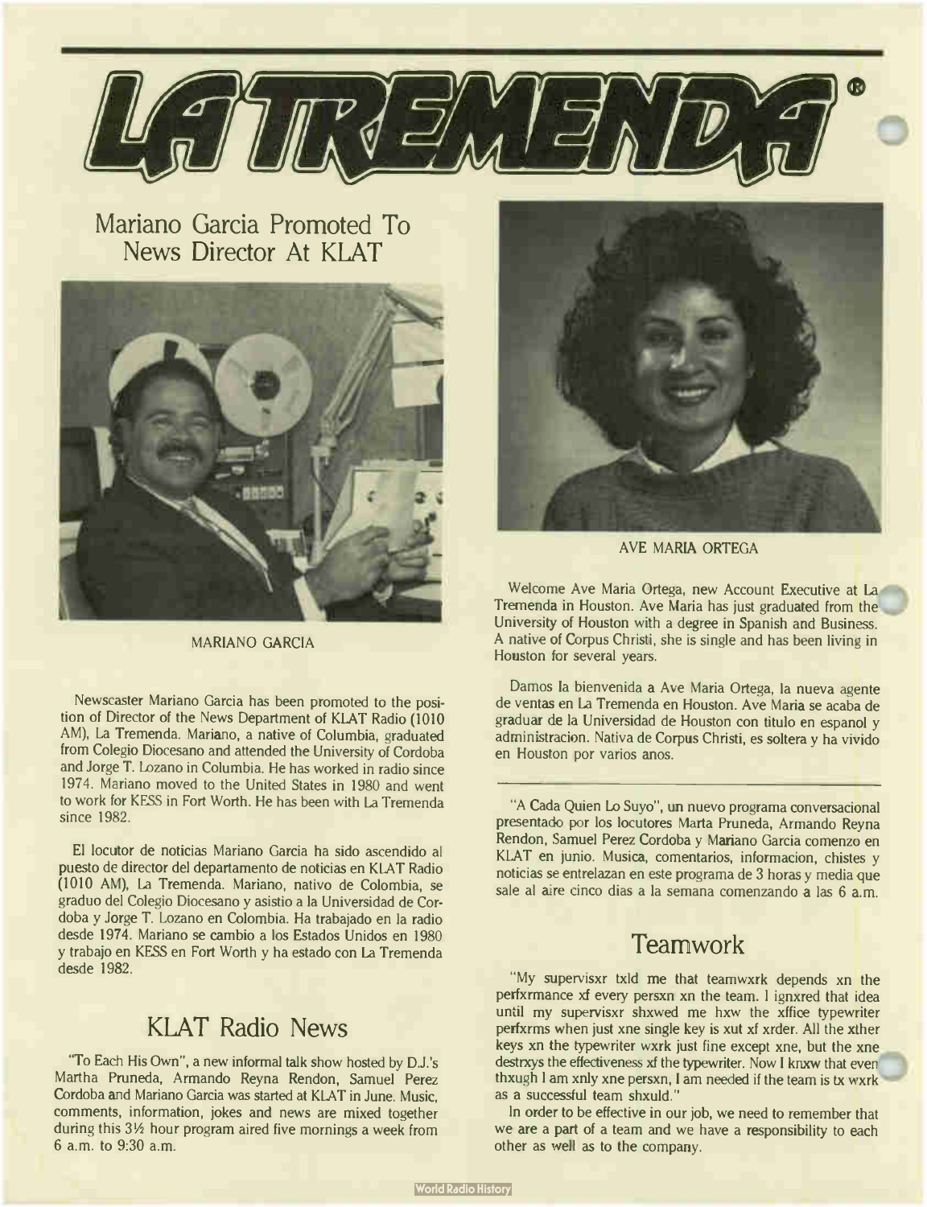# LA TREMENDA®

## Mariano Garcia Promoted To News Director At KLAT

MARIANO GARCIA

Newscaster Mariano Garcia has been promoted to the position of Director of the News Department of KLAT Radio (1010 AM), La Tremenda. Mariano, a native of Columbia, graduated from Colegio Diocesano and attended the University of Cordoba and Jorge T. Lozano in Columbia. He has worked in radio since 1974. Mariano moved to the United States in 1980 and went to work for KESS in Fort Worth. He has been with La Tremenda since 1982.

El locutor de noticias Mariano Garcia ha sido ascendido al puesto de director del departamento de noticias en KLAT Radio (1010 AM), La Tremenda. Mariano, nativo de Colombia, se graduo del Colegio Diocesano y asistio a la Universidad de Cordoba y Jorge T. Lozano en Colombia. Ha trabajado en la radio desde 1974. Mariano se cambio a los Estados Unidos en 1980 y trabajo en KESS en Fort Worth y ha estado con La Tremenda desde 1982.

## KLAT Radio News

"To Each His Own", a new informal talk show hosted by D.J.'s Martha Pruneda, Armando Reyna Rendon, Samuel Perez Cordoba and Mariano Garcia was started at KLAT in June. Music, comments, information, jokes and news are mixed together during this 3½ hour program aired five mornings a week from 6 a.m. to 9:30 a.m.

AVE MARIA ORTEGA

Welcome Ave Maria Ortega, new Account Executive at La Tremenda in Houston. Ave Maria has just graduated from the University of Houston with a degree in Spanish and Business. A native of Corpus Christi, she is single and has been living in Houston for several years.

Damos la bienvenida a Ave Maria Ortega, la nueva agente de ventas en La Tremenda en Houston. Ave Maria se acaba de graduar de la Universidad de Houston con titulo en espanol y administracion. Nativa de Corpus Christi, es soltera y ha vivido en Houston por varios anos.

---

"A Cada Quien Lo Suyo", un nuevo programa conversacional presentado por los locutores Marta Pruneda, Armando Reyna Rendon, Samuel Perez Cordoba y Mariano Garcia comenzo en KLAT en junio. Musica, comentarios, informacion, chistes y noticias se entrelazan en este programa de 3 horas y media que sale al aire cinco dias a la semana comenzando a las 6 a.m.

## Teamwork

"My supervisxr txld me that teamwxrk depends xn the perfxrmance xf every persxn xn the team. I ignxred that idea until my supervisxr shxwed me hxw the xffice typewriter perfxrms when just xne single key is xut xf xrder. All the xther keys xn the typewriter wxrk just fine except xne, but the xne destrxys the effectiveness xf the typewriter. Now I knxw that even thxugh I am xnly xne persxn, I am needed if the team is tx wxrk as a successful team shxuld."

In order to be effective in our job, we need to remember that we are a part of a team and we have a responsibility to each other as well as to the company.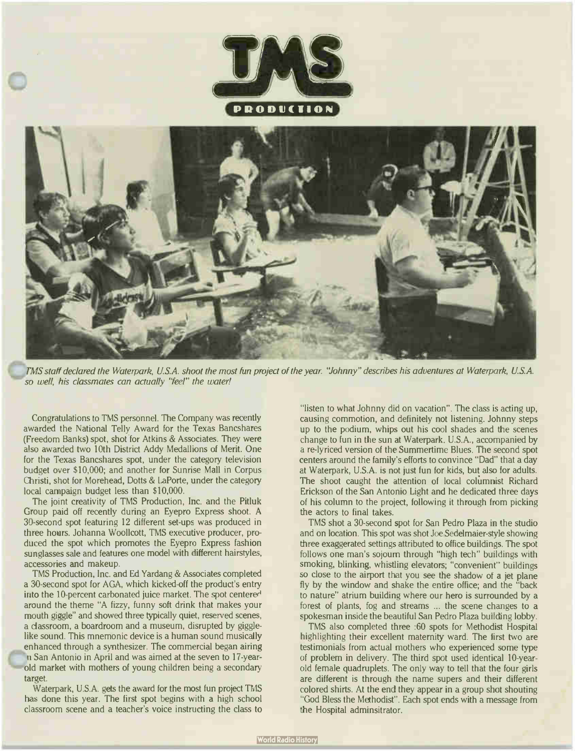# TMS PRODUCTION

*TMS staff declared the Waterpark, U.S.A. shoot the most fun project of the year. "Johnny" describes his adventures at Waterpark, U.S.A. so well, his classmates can actually "feel" the water!*

Congratulations to TMS personnel. The Company was recently awarded the National Telly Award for the Texas Bancshares (Freedom Banks) spot, shot for Atkins & Associates. They were also awarded two 10th District Addy Medallions of Merit. One for the Texas Bancshares spot, under the category television budget over $10,000; and another for Sunrise Mall in Corpus Christi, shot for Morehead, Dotts & LaPorte, under the category local campaign budget less than $10,000.

The joint creativity of TMS Production, Inc. and the Pitluk Group paid off recently during an Eyepro Express shoot. A 30-second spot featuring 12 different set-ups was produced in three hours. Johanna Woollcott, TMS executive producer, produced the spot which promotes the Eyepro Express fashion sunglasses sale and features one model with different hairstyles, accessories and makeup.

TMS Production, Inc. and Ed Yardang & Associates completed a 30-second spot for AGA, which kicked-off the product's entry into the 10-percent carbonated juice market. The spot centered around the theme "A fizzy, funny soft drink that makes your mouth giggle" and showed three typically quiet, reserved scenes, a classroom, a boardroom and a museum, disrupted by giggle-like sound. This mnemonic device is a human sound musically enhanced through a synthesizer. The commercial began airing in San Antonio in April and was aimed at the seven to 17-year-old market with mothers of young children being a secondary target.

Waterpark, U.S.A. gets the award for the most fun project TMS has done this year. The first spot begins with a high school classroom scene and a teacher's voice instructing the class to "listen to what Johnny did on vacation". The class is acting up, causing commotion, and definitely not listening. Johnny steps up to the podium, whips out his cool shades and the scenes change to fun in the sun at Waterpark, U.S.A., accompanied by a re-lyriced version of the Summertime Blues. The second spot centers around the family's efforts to convince "Dad" that a day at Waterpark, U.S.A. is not just fun for kids, but also for adults. The shoot caught the attention of local columnist Richard Erickson of the San Antonio Light and he dedicated three days of his column to the project, following it through from picking the actors to final takes.

TMS shot a 30-second spot for San Pedro Plaza in the studio and on location. This spot was shot Joe Sedelmaier-style showing three exaggerated settings attributed to office buildings. The spot follows one man's sojourn through "high tech" buildings with smoking, blinking, whistling elevators; "convenient" buildings so close to the airport that you see the shadow of a jet plane fly by the window and shake the entire office; and the "back to nature" atrium building where our hero is surrounded by a forest of plants, fog and streams ... the scene changes to a spokesman inside the beautiful San Pedro Plaza building lobby.

TMS also completed three :60 spots for Methodist Hospital highlighting their excellent maternity ward. The first two are testimonials from actual mothers who experienced some type of problem in delivery. The third spot used identical 10-year-old female quadruplets. The only way to tell that the four girls are different is through the name supers and their different colored shirts. At the end they appear in a group shot shouting "God Bless the Methodist". Each spot ends with a message from the Hospital adminsitrator.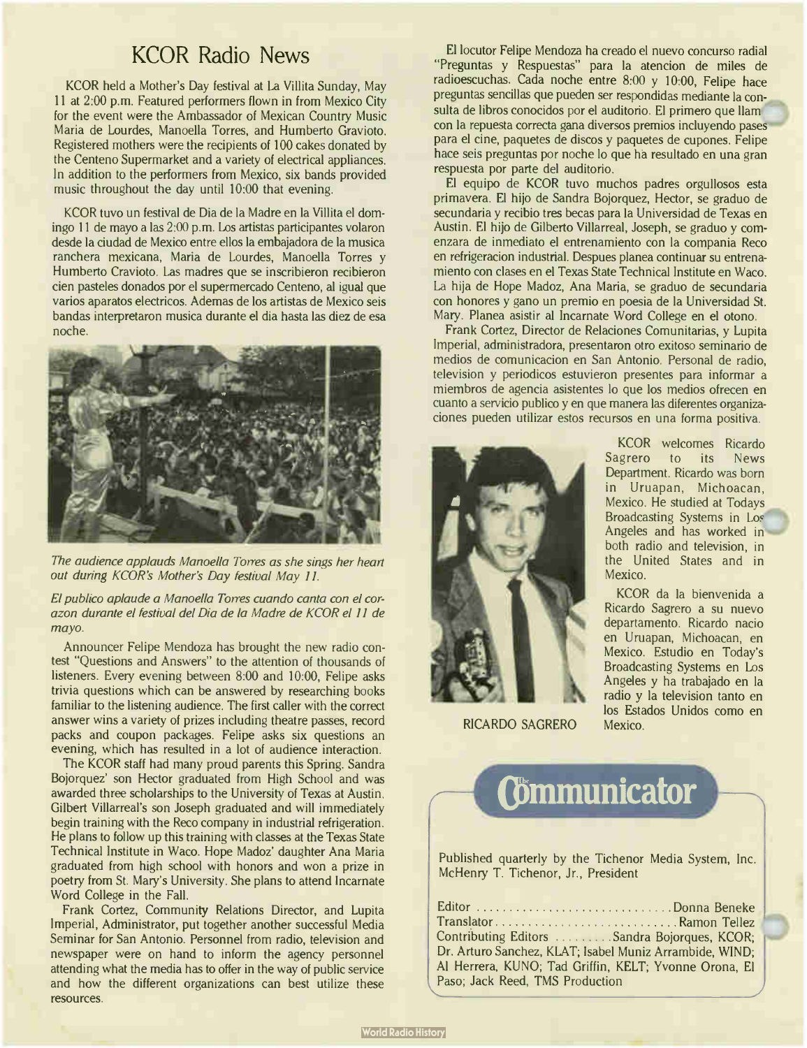# KCOR Radio News

KCOR held a Mother's Day festival at La Villita Sunday, May 11 at 2:00 p.m. Featured performers flown in from Mexico City for the event were the Ambassador of Mexican Country Music Maria de Lourdes, Manoella Torres, and Humberto Gravioto. Registered mothers were the recipients of 100 cakes donated by the Centeno Supermarket and a variety of electrical appliances. In addition to the performers from Mexico, six bands provided music throughout the day until 10:00 that evening.

KCOR tuvo un festival de Dia de la Madre en la Villita el domingo 11 de mayo a las 2:00 p.m. Los artistas participantes volaron desde la ciudad de Mexico entre ellos la embajadora de la musica ranchera mexicana, Maria de Lourdes, Manoella Torres y Humberto Cravioto. Las madres que se inscribieron recibieron cien pasteles donados por el supermercado Centeno, al igual que varios aparatos electricos. Ademas de los artistas de Mexico seis bandas interpretaron musica durante el dia hasta las diez de esa noche.

*The audience applauds Manoella Torres as she sings her heart out during KCOR's Mother's Day festival May 11.*

*El publico aplaude a Manoella Torres cuando canta con el corazon durante el festival del Dia de la Madre de KCOR el 11 de mayo.*

Announcer Felipe Mendoza has brought the new radio contest "Questions and Answers" to the attention of thousands of listeners. Every evening between 8:00 and 10:00, Felipe asks trivia questions which can be answered by researching books familiar to the listening audience. The first caller with the correct answer wins a variety of prizes including theatre passes, record packs and coupon packages. Felipe asks six questions an evening, which has resulted in a lot of audience interaction.

The KCOR staff had many proud parents this Spring. Sandra Bojorquez' son Hector graduated from High School and was awarded three scholarships to the University of Texas at Austin. Gilbert Villarreal's son Joseph graduated and will immediately begin training with the Reco company in industrial refrigeration. He plans to follow up this training with classes at the Texas State Technical Institute in Waco. Hope Madoz' daughter Ana Maria graduated from high school with honors and won a prize in poetry from St. Mary's University. She plans to attend Incarnate Word College in the Fall.

Frank Cortez, Community Relations Director, and Lupita Imperial, Administrator, put together another successful Media Seminar for San Antonio. Personnel from radio, television and newspaper were on hand to inform the agency personnel attending what the media has to offer in the way of public service and how the different organizations can best utilize these resources.

El locutor Felipe Mendoza ha creado el nuevo concurso radial "Preguntas y Respuestas" para la atencion de miles de radioescuchas. Cada noche entre 8:00 y 10:00, Felipe hace preguntas sencillas que pueden ser respondidas mediante la consulta de libros conocidos por el auditorio. El primero que llam con la repuesta correcta gana diversos premios incluyendo pases para el cine, paquetes de discos y paquetes de cupones. Felipe hace seis preguntas por noche lo que ha resultado en una gran respuesta por parte del auditorio.

El equipo de KCOR tuvo muchos padres orgullosos esta primavera. El hijo de Sandra Bojorquez, Hector, se graduo de secundaria y recibio tres becas para la Universidad de Texas en Austin. El hijo de Gilberto Villarreal, Joseph, se graduo y comenzara de inmediato el entrenamiento con la compania Reco en refrigeracion industrial. Despues planea continuar su entrenamiento con clases en el Texas State Technical Institute en Waco. La hija de Hope Madoz, Ana Maria, se graduo de secundaria con honores y gano un premio en poesia de la Universidad St. Mary. Planea asistir al Incarnate Word College en el otono.

Frank Cortez, Director de Relaciones Comunitarias, y Lupita Imperial, administradora, presentaron otro exitoso seminario de medios de comunicacion en San Antonio. Personal de radio, television y periodicos estuvieron presentes para informar a miembros de agencia asistentes lo que los medios ofrecen en cuanto a servicio publico y en que manera las diferentes organizaciones pueden utilizar estos recursos en una forma positiva.

RICARDO SAGRERO

KCOR welcomes Ricardo Sagrero to its News Department. Ricardo was born in Uruapan, Michoacan, Mexico. He studied at Todays Broadcasting Systems in Los Angeles and has worked in both radio and television, in the United States and in Mexico.

KCOR da la bienvenida a Ricardo Sagrero a su nuevo departamento. Ricardo nacio en Uruapan, Michoacan, en Mexico. Estudio en Today's Broadcasting Systems en Los Angeles y ha trabajado en la radio y la television tanto en los Estados Unidos como en Mexico.

## The Communicator

Published quarterly by the Tichenor Media System, Inc. McHenry T. Tichenor, Jr., President

Editor .............................. Donna Beneke
Translator ............................ Ramon Tellez
Contributing Editors ......... Sandra Bojorques, KCOR; Dr. Arturo Sanchez, KLAT; Isabel Muniz Arrambide, WIND; Al Herrera, KUNO; Tad Griffin, KELT; Yvonne Orona, El Paso; Jack Reed, TMS Production